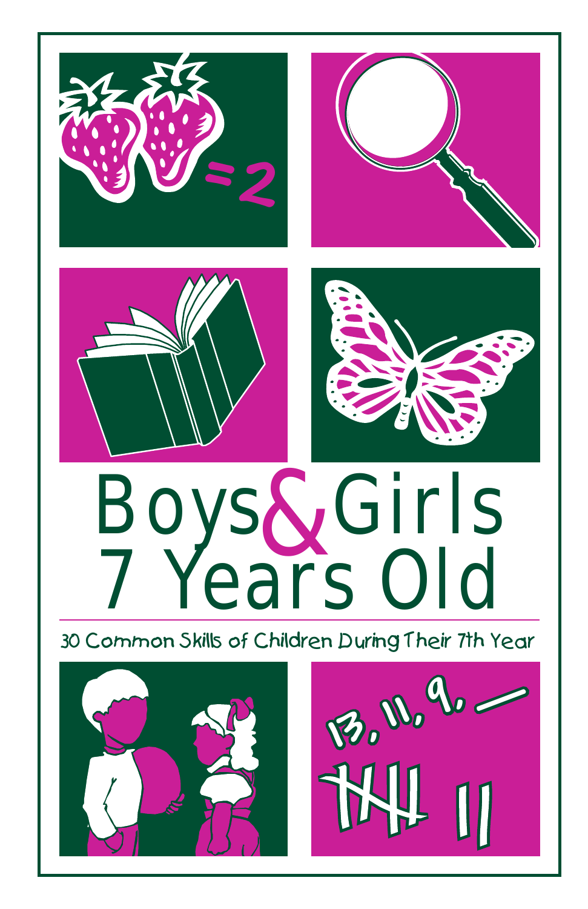# Boys & Girls 7 Years Old

30 Common Skills of Children During Their 7th Year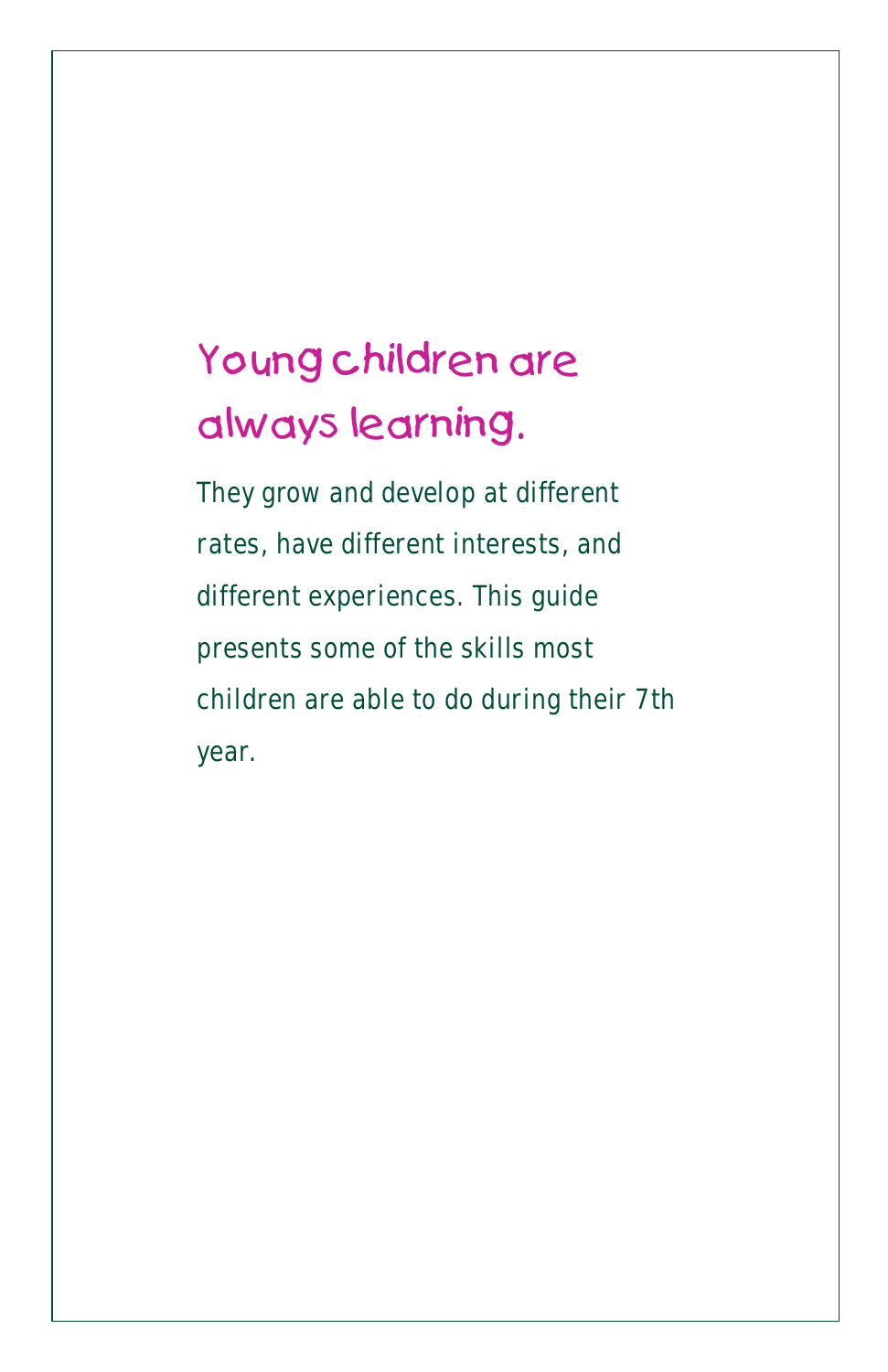## Young children are always learning.

They grow and develop at different rates, have different interests, and different experiences. This guide presents some of the skills most children are able to do during their 7th year.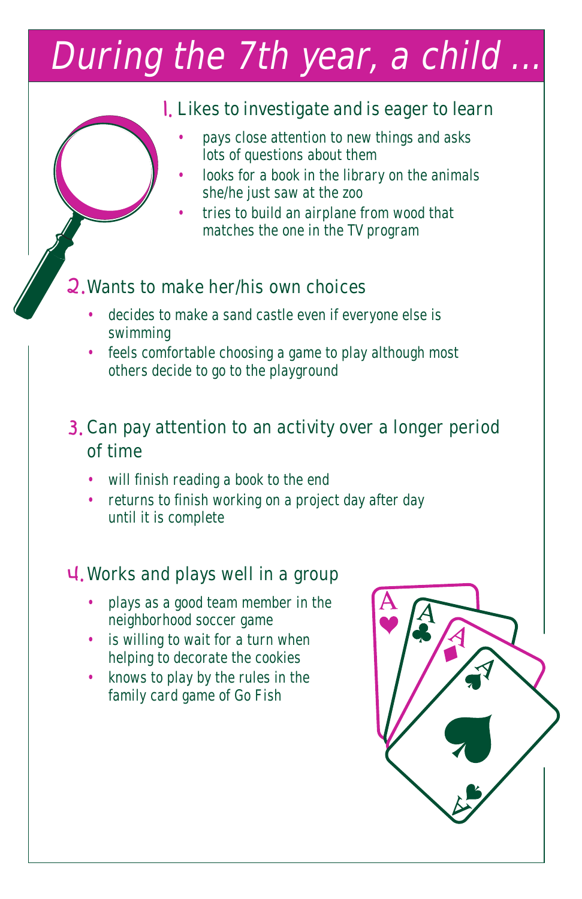# During the 7th year, a child ...

1. Likes to investigate and is eager to learn
   - pays close attention to new things and asks lots of questions about them
   - looks for a book in the library on the animals she/he just saw at the zoo
   - tries to build an airplane from wood that matches the one in the TV program

2. Wants to make her/his own choices
   - decides to make a sand castle even if everyone else is swimming
   - feels comfortable choosing a game to play although most others decide to go to the playground

3. Can pay attention to an activity over a longer period of time
   - will finish reading a book to the end
   - returns to finish working on a project day after day until it is complete

4. Works and plays well in a group
   - plays as a good team member in the neighborhood soccer game
   - is willing to wait for a turn when helping to decorate the cookies
   - knows to play by the rules in the family card game of Go Fish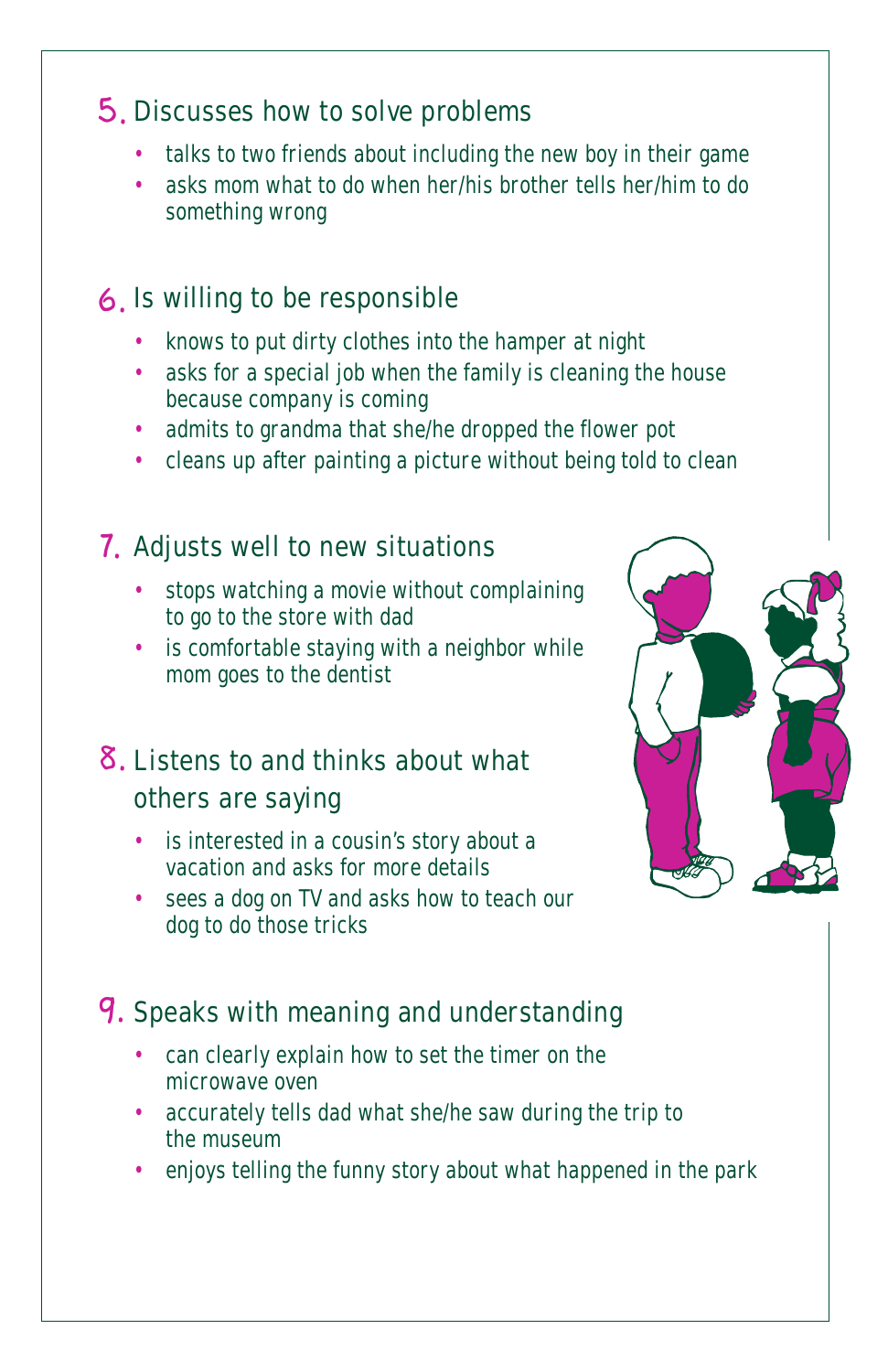## 5. Discusses how to solve problems

- talks to two friends about including the new boy in their game
- asks mom what to do when her/his brother tells her/him to do something wrong

## 6. Is willing to be responsible

- knows to put dirty clothes into the hamper at night
- asks for a special job when the family is cleaning the house because company is coming
- admits to grandma that she/he dropped the flower pot
- cleans up after painting a picture without being told to clean

## 7. Adjusts well to new situations

- stops watching a movie without complaining to go to the store with dad
- is comfortable staying with a neighbor while mom goes to the dentist

## 8. Listens to and thinks about what others are saying

- is interested in a cousin's story about a vacation and asks for more details
- sees a dog on TV and asks how to teach our dog to do those tricks

## 9. Speaks with meaning and understanding

- can clearly explain how to set the timer on the microwave oven
- accurately tells dad what she/he saw during the trip to the museum
- enjoys telling the funny story about what happened in the park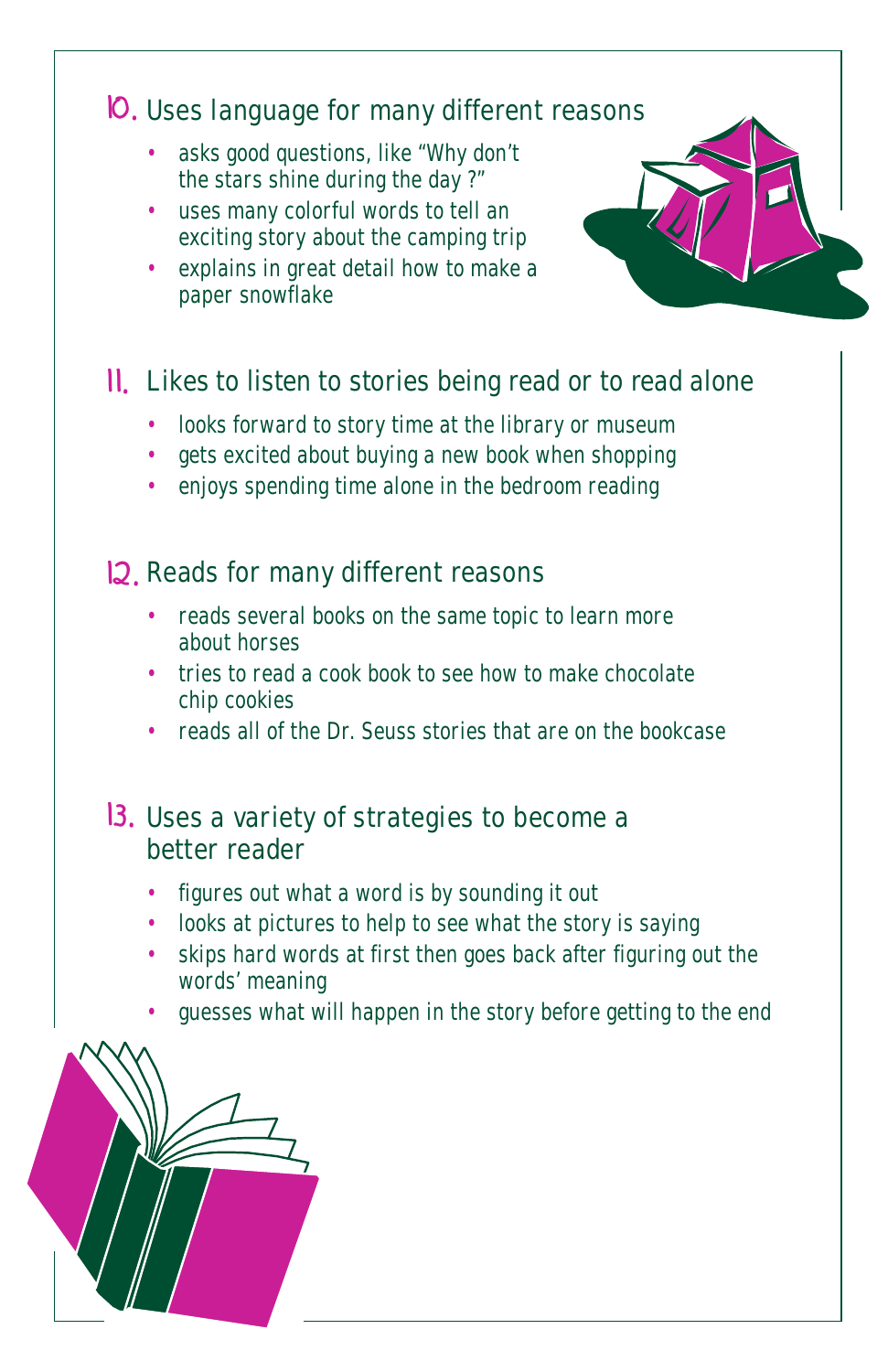## 10. Uses language for many different reasons

- asks good questions, like "Why don't the stars shine during the day ?"
- uses many colorful words to tell an exciting story about the camping trip
- explains in great detail how to make a paper snowflake

## 11. Likes to listen to stories being read or to read alone

- looks forward to story time at the library or museum
- gets excited about buying a new book when shopping
- enjoys spending time alone in the bedroom reading

## 12. Reads for many different reasons

- reads several books on the same topic to learn more about horses
- tries to read a cook book to see how to make chocolate chip cookies
- reads all of the Dr. Seuss stories that are on the bookcase

## 13. Uses a variety of strategies to become a better reader

- figures out what a word is by sounding it out
- looks at pictures to help to see what the story is saying
- skips hard words at first then goes back after figuring out the words' meaning
- guesses what will happen in the story before getting to the end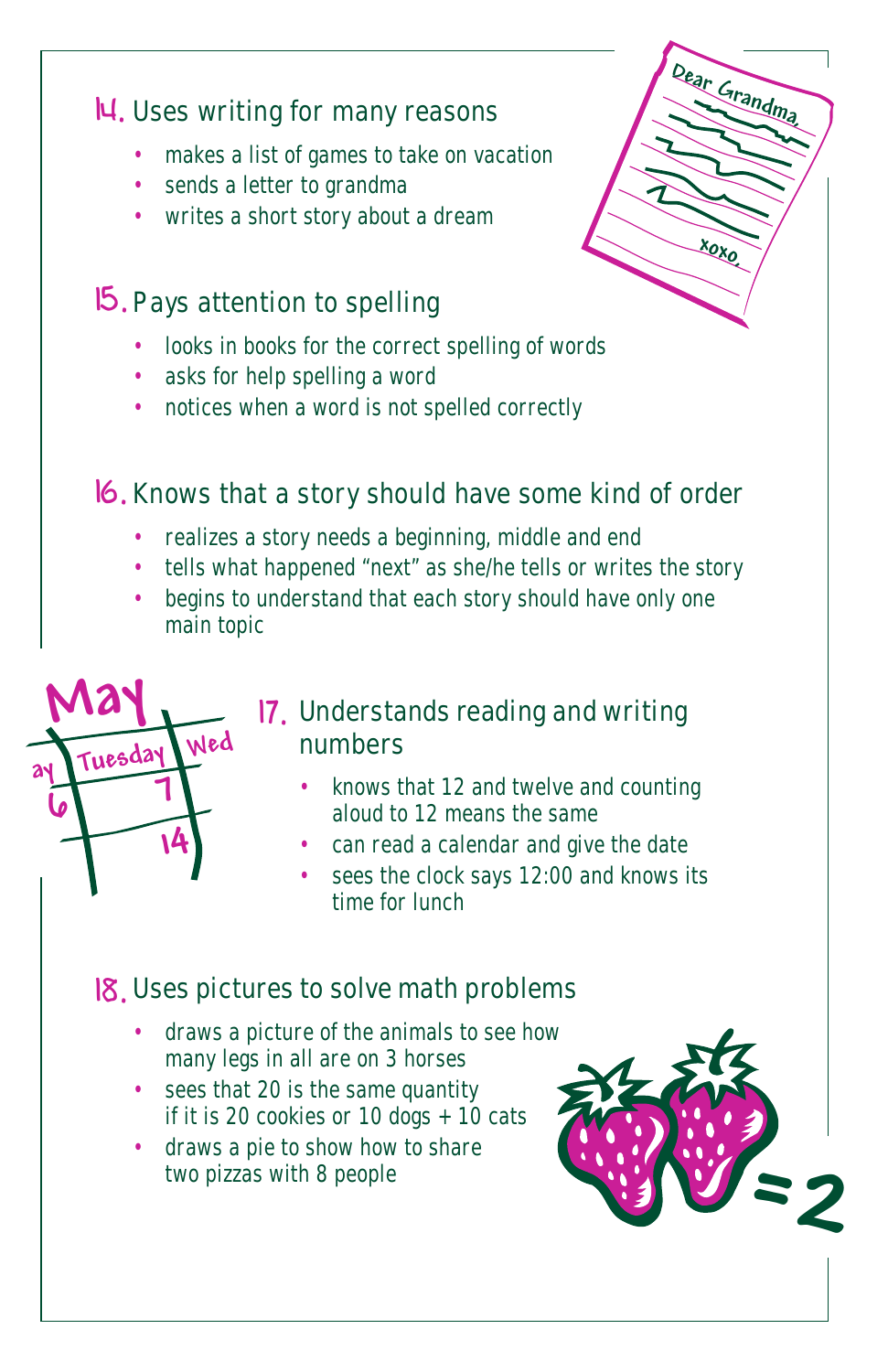## 14. Uses writing for many reasons

- makes a list of games to take on vacation
- sends a letter to grandma
- writes a short story about a dream

## 15. Pays attention to spelling

- looks in books for the correct spelling of words
- asks for help spelling a word
- notices when a word is not spelled correctly

## 16. Knows that a story should have some kind of order

- realizes a story needs a beginning, middle and end
- tells what happened "next" as she/he tells or writes the story
- begins to understand that each story should have only one main topic

## 17. Understands reading and writing numbers

- knows that 12 and twelve and counting aloud to 12 means the same
- can read a calendar and give the date
- sees the clock says 12:00 and knows its time for lunch

## 18. Uses pictures to solve math problems

- draws a picture of the animals to see how many legs in all are on 3 horses
- sees that 20 is the same quantity if it is 20 cookies or 10 dogs + 10 cats
- draws a pie to show how to share two pizzas with 8 people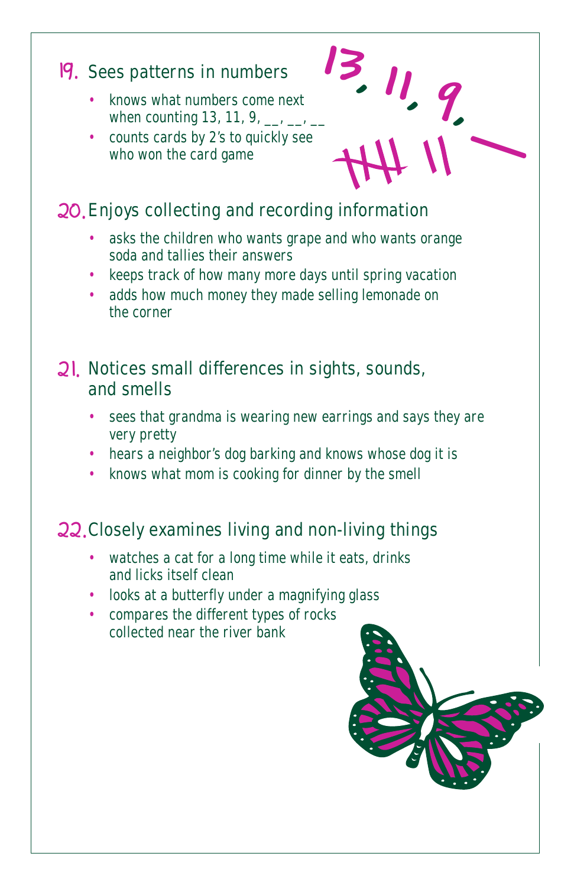## 19. Sees patterns in numbers

- knows what numbers come next when counting 13, 11, 9, __, __, __
- counts cards by 2's to quickly see who won the card game

## 20. Enjoys collecting and recording information

- asks the children who wants grape and who wants orange soda and tallies their answers
- keeps track of how many more days until spring vacation
- adds how much money they made selling lemonade on the corner

## 21. Notices small differences in sights, sounds, and smells

- sees that grandma is wearing new earrings and says they are very pretty
- hears a neighbor's dog barking and knows whose dog it is
- knows what mom is cooking for dinner by the smell

## 22. Closely examines living and non-living things

- watches a cat for a long time while it eats, drinks and licks itself clean
- looks at a butterfly under a magnifying glass
- compares the different types of rocks collected near the river bank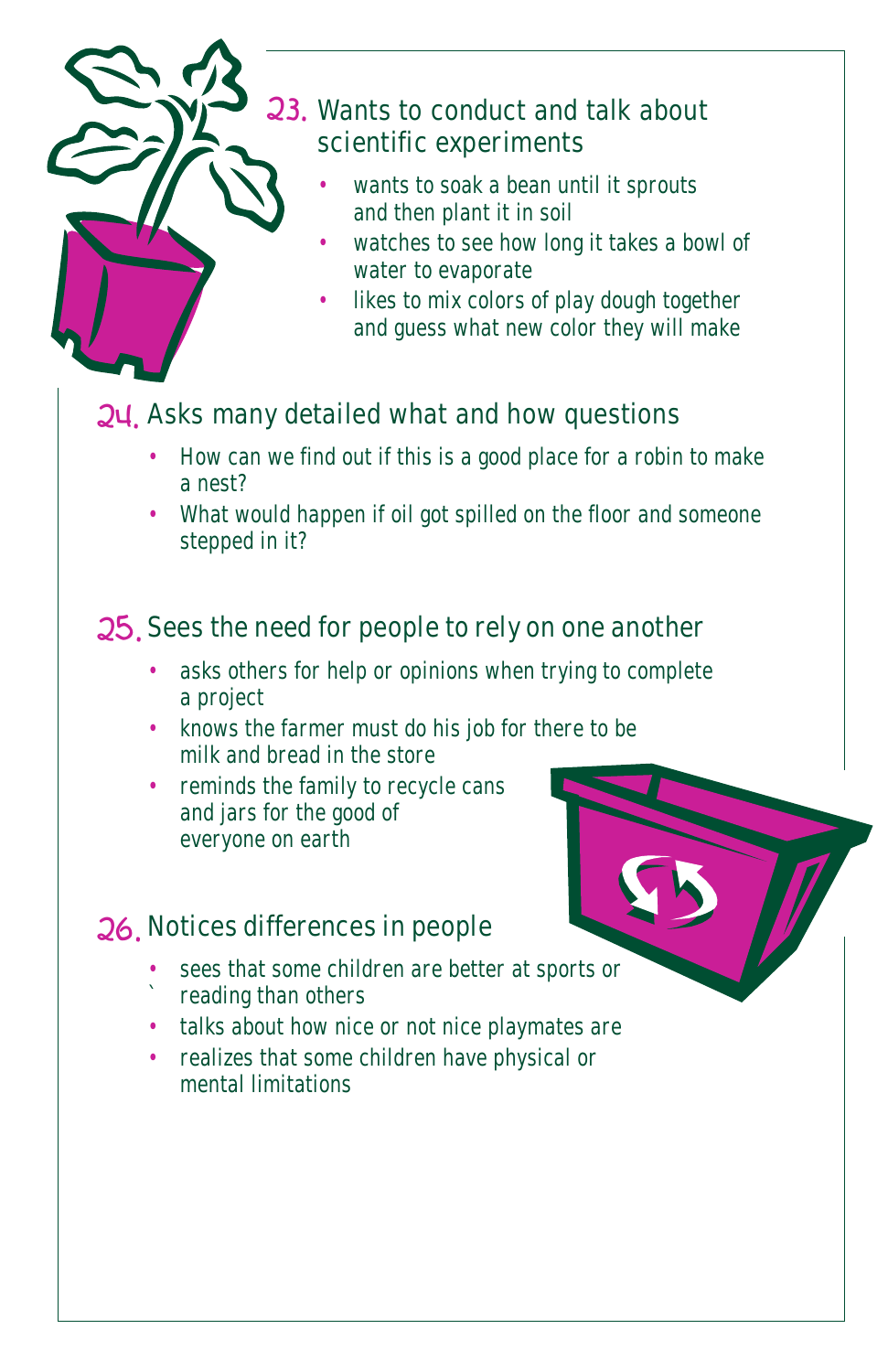## 23. Wants to conduct and talk about scientific experiments

- wants to soak a bean until it sprouts and then plant it in soil
- watches to see how long it takes a bowl of water to evaporate
- likes to mix colors of play dough together and guess what new color they will make

## 24. Asks many detailed what and how questions

- How can we find out if this is a good place for a robin to make a nest?
- What would happen if oil got spilled on the floor and someone stepped in it?

## 25. Sees the need for people to rely on one another

- asks others for help or opinions when trying to complete a project
- knows the farmer must do his job for there to be milk and bread in the store
- reminds the family to recycle cans and jars for the good of everyone on earth

## 26. Notices differences in people

- sees that some children are better at sports or reading than others
- talks about how nice or not nice playmates are
- realizes that some children have physical or mental limitations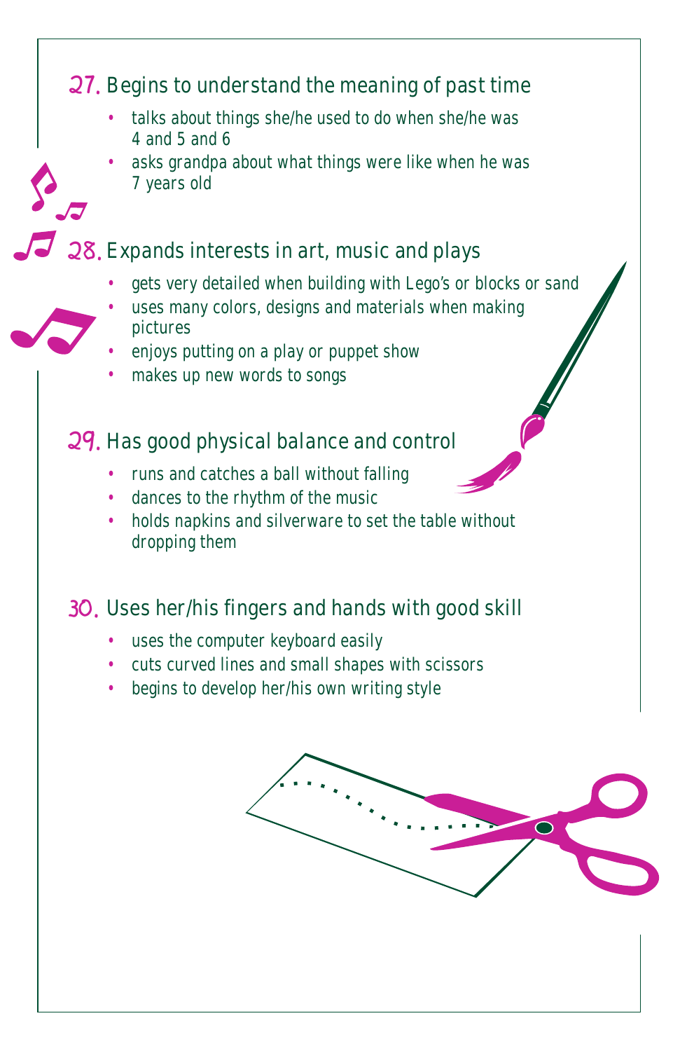## 27. Begins to understand the meaning of past time

- talks about things she/he used to do when she/he was 4 and 5 and 6
- asks grandpa about what things were like when he was 7 years old

## 28. Expands interests in art, music and plays

- gets very detailed when building with Lego's or blocks or sand
- uses many colors, designs and materials when making pictures
- enjoys putting on a play or puppet show
- makes up new words to songs

## 29. Has good physical balance and control

- runs and catches a ball without falling
- dances to the rhythm of the music
- holds napkins and silverware to set the table without dropping them

## 30. Uses her/his fingers and hands with good skill

- uses the computer keyboard easily
- cuts curved lines and small shapes with scissors
- begins to develop her/his own writing style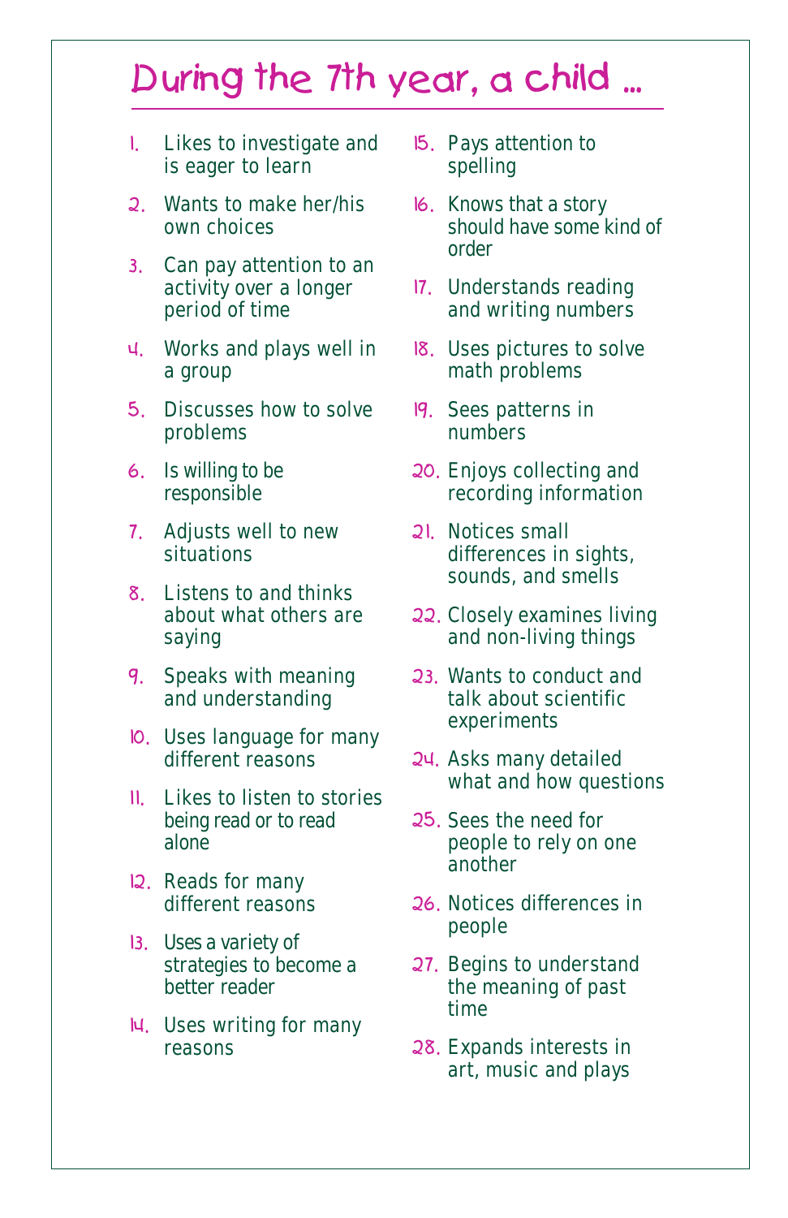# During the 7th year, a child ...

1. Likes to investigate and is eager to learn
2. Wants to make her/his own choices
3. Can pay attention to an activity over a longer period of time
4. Works and plays well in a group
5. Discusses how to solve problems
6. Is willing to be responsible
7. Adjusts well to new situations
8. Listens to and thinks about what others are saying
9. Speaks with meaning and understanding
10. Uses language for many different reasons
11. Likes to listen to stories being read or to read alone
12. Reads for many different reasons
13. Uses a variety of strategies to become a better reader
14. Uses writing for many reasons
15. Pays attention to spelling
16. Knows that a story should have some kind of order
17. Understands reading and writing numbers
18. Uses pictures to solve math problems
19. Sees patterns in numbers
20. Enjoys collecting and recording information
21. Notices small differences in sights, sounds, and smells
22. Closely examines living and non-living things
23. Wants to conduct and talk about scientific experiments
24. Asks many detailed what and how questions
25. Sees the need for people to rely on one another
26. Notices differences in people
27. Begins to understand the meaning of past time
28. Expands interests in art, music and plays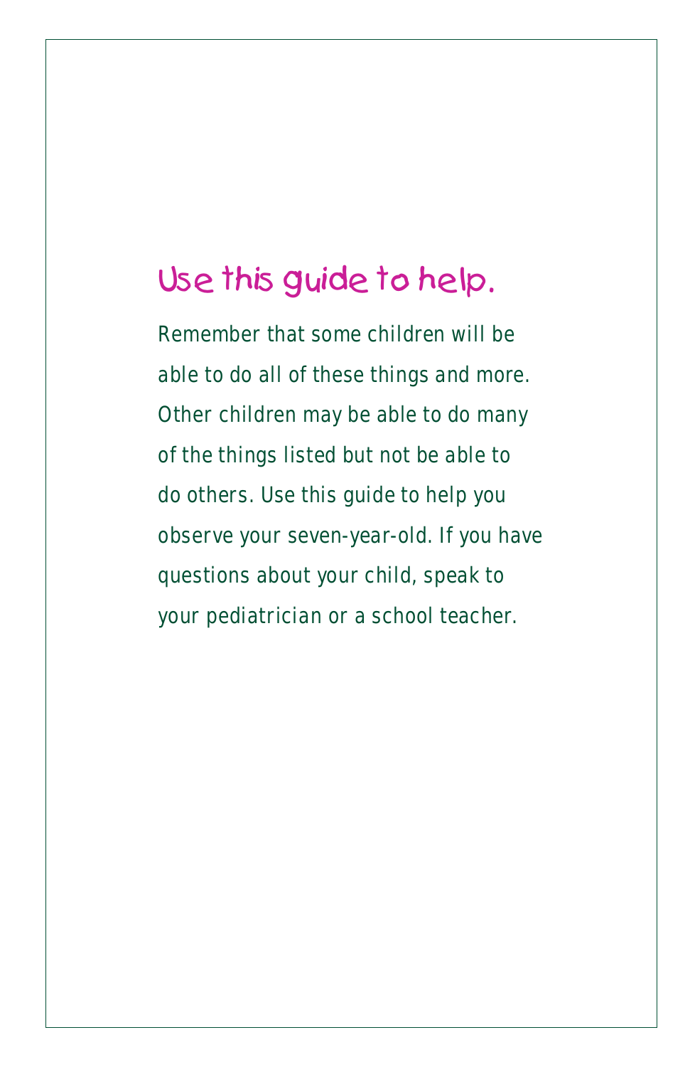# Use this guide to help.

Remember that some children will be able to do all of these things and more. Other children may be able to do many of the things listed but not be able to do others. Use this guide to help you observe your seven-year-old. If you have questions about your child, speak to your pediatrician or a school teacher.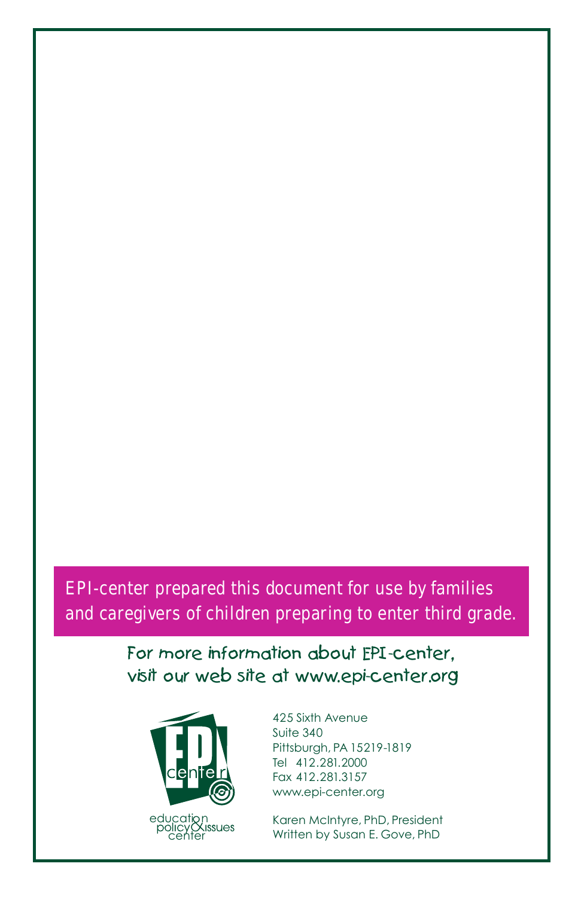EPI-center prepared this document for use by families and caregivers of children preparing to enter third grade.

For more information about EPI-center, visit our web site at www.epi-center.org

education policy & issues center

425 Sixth Avenue
Suite 340
Pittsburgh, PA 15219-1819
Tel 412.281.2000
Fax 412.281.3157
www.epi-center.org

Karen McIntyre, PhD, President
Written by Susan E. Gove, PhD